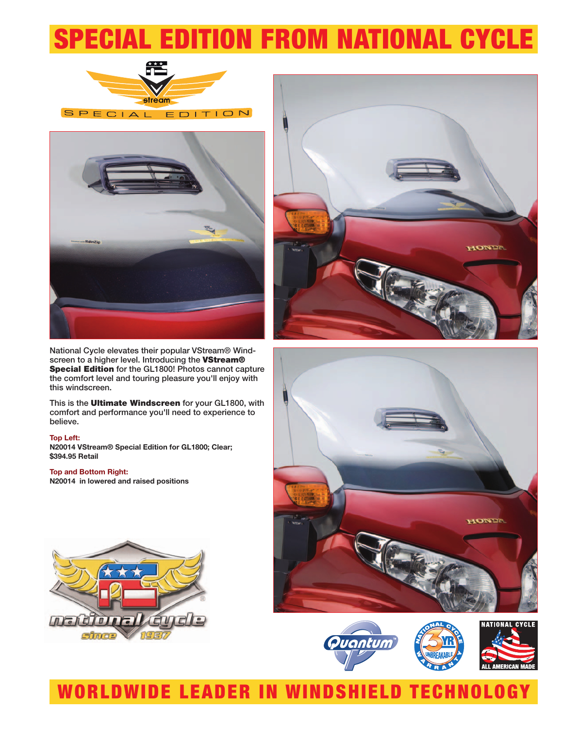# SPECIAL EDITION FROM NATIONAL CYCLE

National Cycle elevates their popular VStream® Windscreen to a higher level. Introducing the **VStream® Special Edition** for the GL1800! Photos cannot capture the comfort level and touring pleasure you'll enjoy with this windscreen.

This is the **Ultimate Windscreen** for your GL1800, with comfort and performance you'll need to experience to believe.

**Top Left:**
**N20014 VStream® Special Edition for GL1800; Clear; $394.95 Retail**

**Top and Bottom Right:**
**N20014 in lowered and raised positions**

## WORLDWIDE LEADER IN WINDSHIELD TECHNOLOGY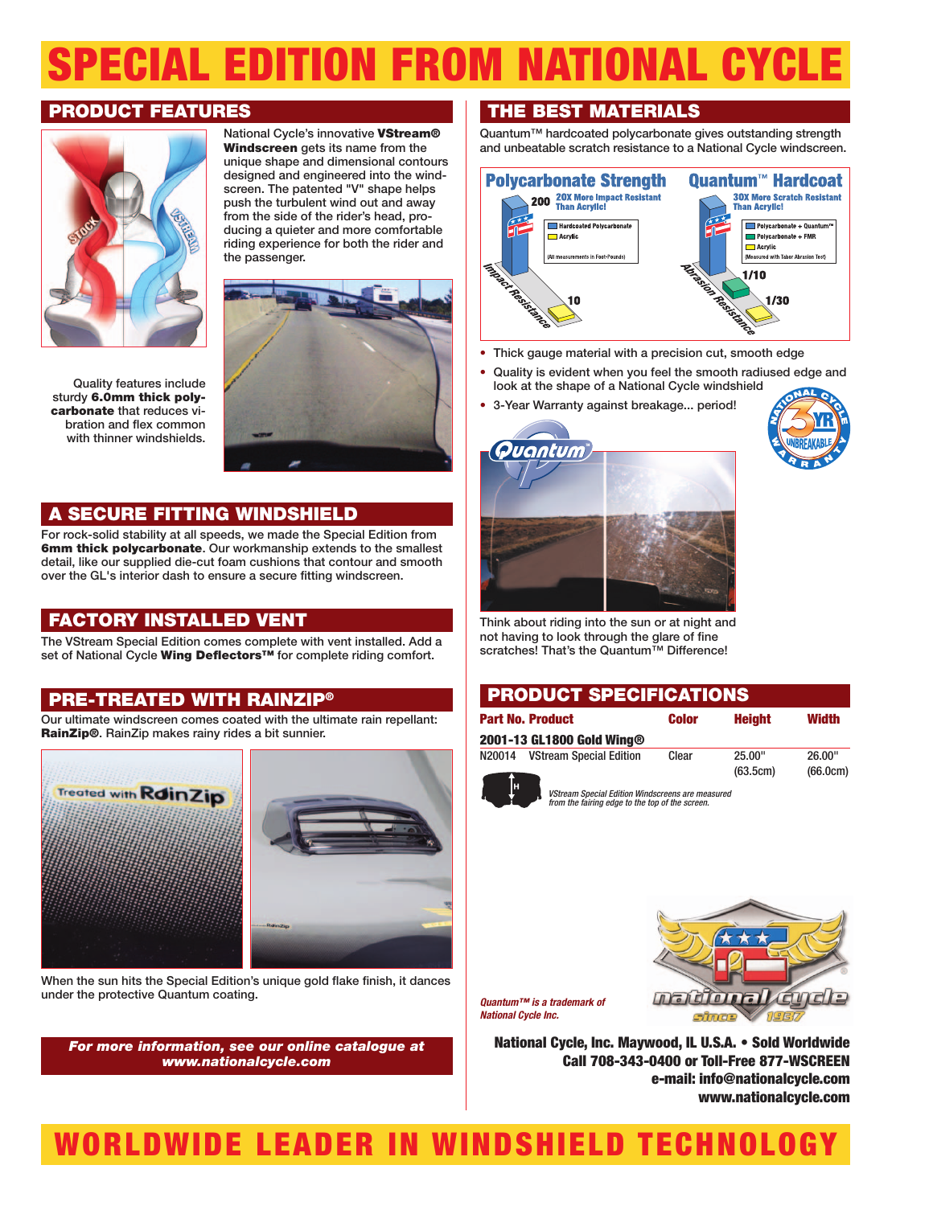# SPECIAL EDITION FROM NATIONAL CYCLE

## PRODUCT FEATURES

National Cycle's innovative **VStream® Windscreen** gets its name from the unique shape and dimensional contours designed and engineered into the windscreen. The patented "V" shape helps push the turbulent wind out and away from the side of the rider's head, producing a quieter and more comfortable riding experience for both the rider and the passenger.

Quality features include sturdy **6.0mm thick polycarbonate** that reduces vibration and flex common with thinner windshields.

## A SECURE FITTING WINDSHIELD

For rock-solid stability at all speeds, we made the Special Edition from **6mm thick polycarbonate**. Our workmanship extends to the smallest detail, like our supplied die-cut foam cushions that contour and smooth over the GL's interior dash to ensure a secure fitting windscreen.

## FACTORY INSTALLED VENT

The VStream Special Edition comes complete with vent installed. Add a set of National Cycle **Wing Deflectors™** for complete riding comfort.

## PRE-TREATED WITH RAINZIP®

Our ultimate windscreen comes coated with the ultimate rain repellant: **RainZip®**. RainZip makes rainy rides a bit sunnier.

When the sun hits the Special Edition's unique gold flake finish, it dances under the protective Quantum coating.

***For more information, see our online catalogue at www.nationalcycle.com***

## THE BEST MATERIALS

Quantum™ hardcoated polycarbonate gives outstanding strength and unbeatable scratch resistance to a National Cycle windscreen.

**Polycarbonate Strength**

20X More Impact Resistant Than Acrylic!

200

10

Hardcoated Polycarbonate

Acrylic

(All measurements in Foot-Pounds)

Impact Resistance

**Quantum™ Hardcoat**

30X More Scratch Resistant Than Acrylic!

1/10

1/30

Polycarbonate + Quantum™

Polycarbonate + FMR

Acrylic

(Measured with Tabor Abrasion Test)

Abrasion Resistance

- Thick gauge material with a precision cut, smooth edge
- Quality is evident when you feel the smooth radiused edge and look at the shape of a National Cycle windshield
- 3-Year Warranty against breakage... period!

Think about riding into the sun or at night and not having to look through the glare of fine scratches! That's the Quantum™ Difference!

## PRODUCT SPECIFICATIONS

| Part No. | Product | Color | Height | Width |
|---|---|---|---|---|
| **2001-13 GL1800 Gold Wing®** | | | | |
| N20014 | VStream Special Edition | Clear | 25.00" (63.5cm) | 26.00" (66.0cm) |

*VStream Special Edition Windscreens are measured from the fairing edge to the top of the screen.*

*Quantum™ is a trademark of National Cycle Inc.*

**National Cycle, Inc. Maywood, IL U.S.A. • Sold Worldwide**
**Call 708-343-0400 or Toll-Free 877-WSCREEN**
**e-mail: info@nationalcycle.com**
**www.nationalcycle.com**

# WORLDWIDE LEADER IN WINDSHIELD TECHNOLOGY